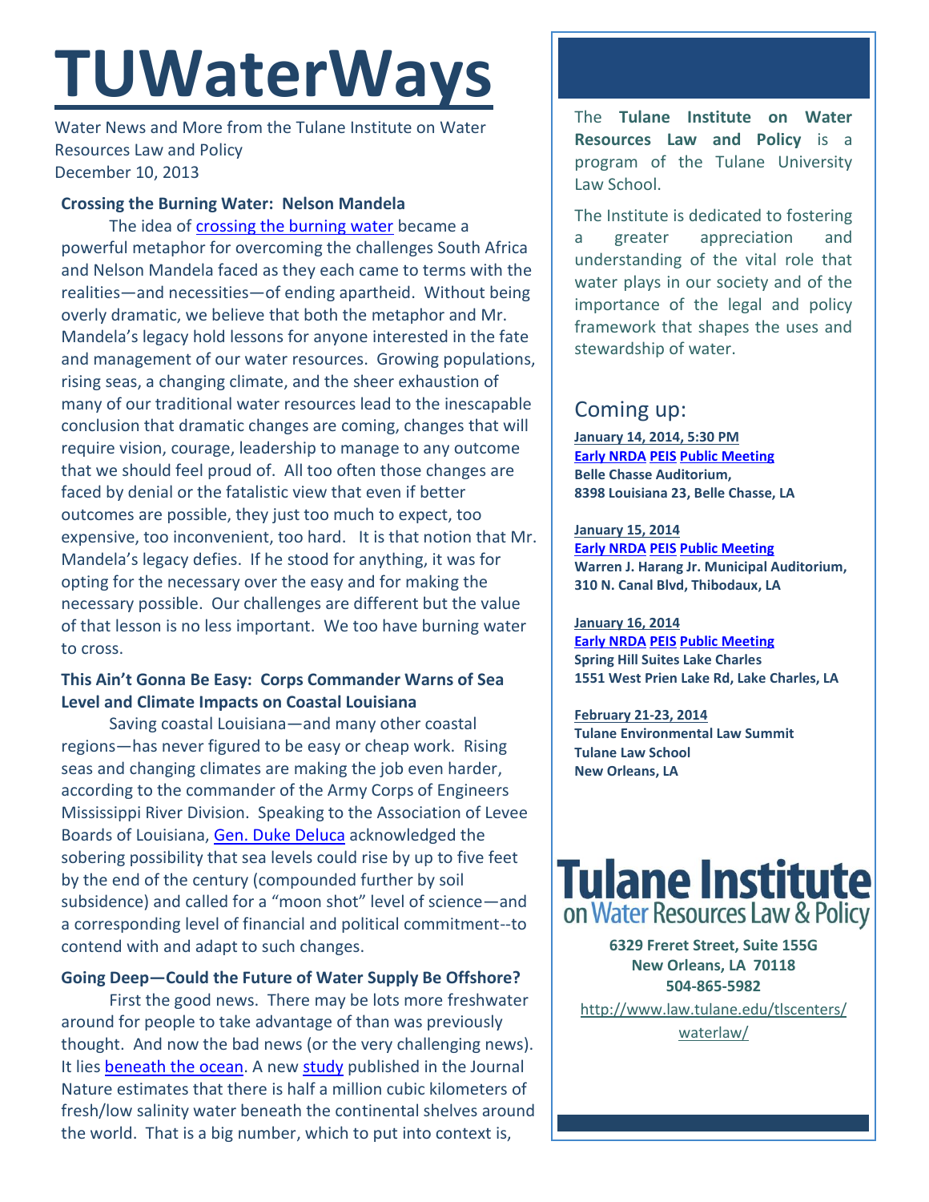# TUWaterWays

Water News and More from the Tulane Institute on Water Resources Law and Policy
December 10, 2013

### Crossing the Burning Water: Nelson Mandela

The idea of crossing the burning water became a powerful metaphor for overcoming the challenges South Africa and Nelson Mandela faced as they each came to terms with the realities—and necessities—of ending apartheid. Without being overly dramatic, we believe that both the metaphor and Mr. Mandela's legacy hold lessons for anyone interested in the fate and management of our water resources. Growing populations, rising seas, a changing climate, and the sheer exhaustion of many of our traditional water resources lead to the inescapable conclusion that dramatic changes are coming, changes that will require vision, courage, leadership to manage to any outcome that we should feel proud of. All too often those changes are faced by denial or the fatalistic view that even if better outcomes are possible, they just too much to expect, too expensive, too inconvenient, too hard. It is that notion that Mr. Mandela's legacy defies. If he stood for anything, it was for opting for the necessary over the easy and for making the necessary possible. Our challenges are different but the value of that lesson is no less important. We too have burning water to cross.

### This Ain't Gonna Be Easy: Corps Commander Warns of Sea Level and Climate Impacts on Coastal Louisiana

Saving coastal Louisiana—and many other coastal regions—has never figured to be easy or cheap work. Rising seas and changing climates are making the job even harder, according to the commander of the Army Corps of Engineers Mississippi River Division. Speaking to the Association of Levee Boards of Louisiana, Gen. Duke Deluca acknowledged the sobering possibility that sea levels could rise by up to five feet by the end of the century (compounded further by soil subsidence) and called for a "moon shot" level of science—and a corresponding level of financial and political commitment--to contend with and adapt to such changes.

### Going Deep—Could the Future of Water Supply Be Offshore?

First the good news. There may be lots more freshwater around for people to take advantage of than was previously thought. And now the bad news (or the very challenging news). It lies beneath the ocean. A new study published in the Journal Nature estimates that there is half a million cubic kilometers of fresh/low salinity water beneath the continental shelves around the world. That is a big number, which to put into context is,

---

The **Tulane Institute on Water Resources Law and Policy** is a program of the Tulane University Law School.

The Institute is dedicated to fostering a greater appreciation and understanding of the vital role that water plays in our society and of the importance of the legal and policy framework that shapes the uses and stewardship of water.

## Coming up:

**January 14, 2014, 5:30 PM**
**Early NRDA PEIS Public Meeting**
**Belle Chasse Auditorium,**
**8398 Louisiana 23, Belle Chasse, LA**

**January 15, 2014**
**Early NRDA PEIS Public Meeting**
**Warren J. Harang Jr. Municipal Auditorium,**
**310 N. Canal Blvd, Thibodaux, LA**

**January 16, 2014**
**Early NRDA PEIS Public Meeting**
**Spring Hill Suites Lake Charles**
**1551 West Prien Lake Rd, Lake Charles, LA**

**February 21-23, 2014**
**Tulane Environmental Law Summit**
**Tulane Law School**
**New Orleans, LA**

**Tulane Institute on Water Resources Law & Policy**

**6329 Freret Street, Suite 155G**
**New Orleans, LA 70118**
**504-865-5982**

http://www.law.tulane.edu/tlscenters/waterlaw/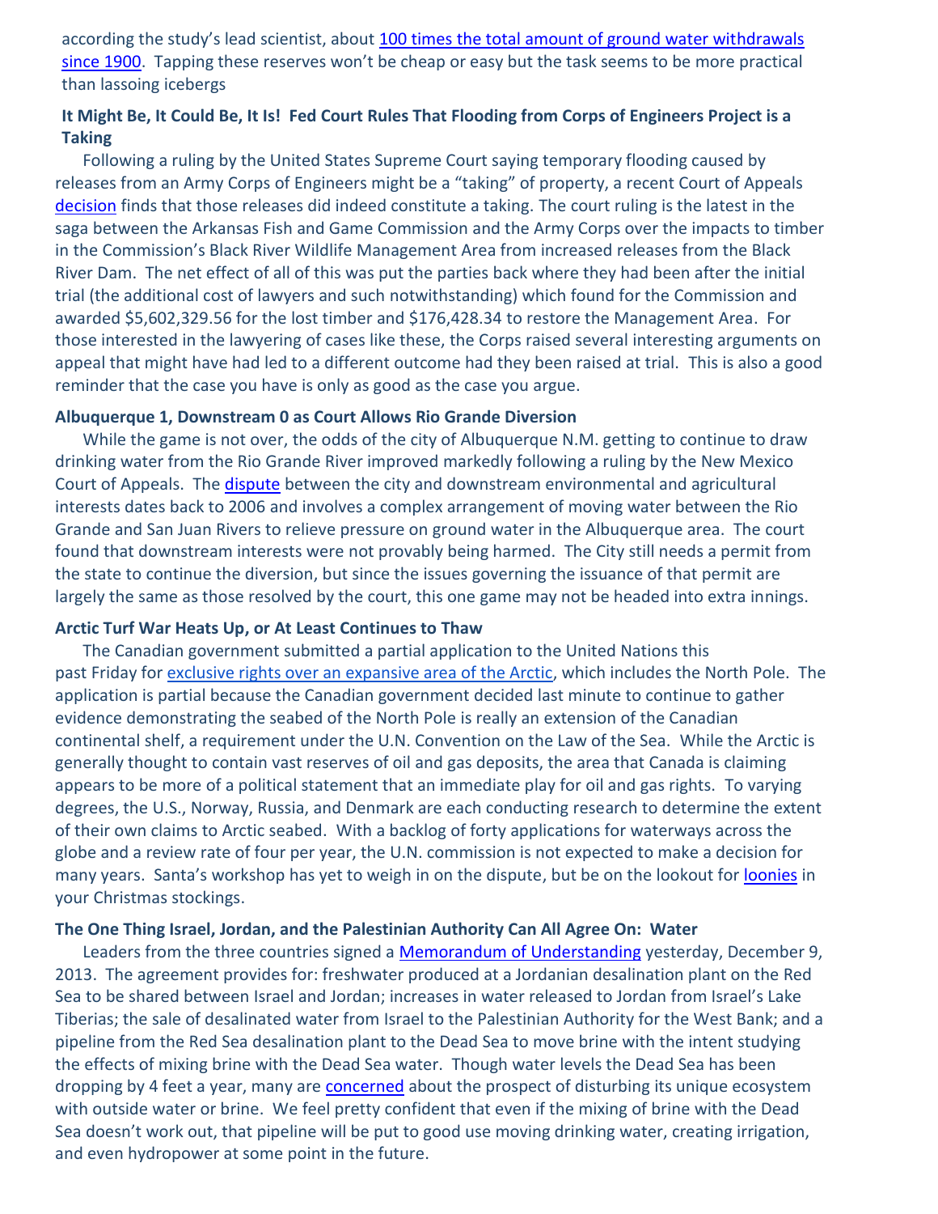according the study's lead scientist, about 100 times the total amount of ground water withdrawals since 1900. Tapping these reserves won't be cheap or easy but the task seems to be more practical than lassoing icebergs

**It Might Be, It Could Be, It Is! Fed Court Rules That Flooding from Corps of Engineers Project is a Taking**

Following a ruling by the United States Supreme Court saying temporary flooding caused by releases from an Army Corps of Engineers might be a "taking" of property, a recent Court of Appeals decision finds that those releases did indeed constitute a taking. The court ruling is the latest in the saga between the Arkansas Fish and Game Commission and the Army Corps over the impacts to timber in the Commission's Black River Wildlife Management Area from increased releases from the Black River Dam. The net effect of all of this was put the parties back where they had been after the initial trial (the additional cost of lawyers and such notwithstanding) which found for the Commission and awarded $5,602,329.56 for the lost timber and $176,428.34 to restore the Management Area. For those interested in the lawyering of cases like these, the Corps raised several interesting arguments on appeal that might have had led to a different outcome had they been raised at trial. This is also a good reminder that the case you have is only as good as the case you argue.

**Albuquerque 1, Downstream 0 as Court Allows Rio Grande Diversion**

While the game is not over, the odds of the city of Albuquerque N.M. getting to continue to draw drinking water from the Rio Grande River improved markedly following a ruling by the New Mexico Court of Appeals. The dispute between the city and downstream environmental and agricultural interests dates back to 2006 and involves a complex arrangement of moving water between the Rio Grande and San Juan Rivers to relieve pressure on ground water in the Albuquerque area. The court found that downstream interests were not provably being harmed. The City still needs a permit from the state to continue the diversion, but since the issues governing the issuance of that permit are largely the same as those resolved by the court, this one game may not be headed into extra innings.

**Arctic Turf War Heats Up, or At Least Continues to Thaw**

The Canadian government submitted a partial application to the United Nations this past Friday for exclusive rights over an expansive area of the Arctic, which includes the North Pole. The application is partial because the Canadian government decided last minute to continue to gather evidence demonstrating the seabed of the North Pole is really an extension of the Canadian continental shelf, a requirement under the U.N. Convention on the Law of the Sea. While the Arctic is generally thought to contain vast reserves of oil and gas deposits, the area that Canada is claiming appears to be more of a political statement that an immediate play for oil and gas rights. To varying degrees, the U.S., Norway, Russia, and Denmark are each conducting research to determine the extent of their own claims to Arctic seabed. With a backlog of forty applications for waterways across the globe and a review rate of four per year, the U.N. commission is not expected to make a decision for many years. Santa's workshop has yet to weigh in on the dispute, but be on the lookout for loonies in your Christmas stockings.

**The One Thing Israel, Jordan, and the Palestinian Authority Can All Agree On: Water**

Leaders from the three countries signed a Memorandum of Understanding yesterday, December 9, 2013. The agreement provides for: freshwater produced at a Jordanian desalination plant on the Red Sea to be shared between Israel and Jordan; increases in water released to Jordan from Israel's Lake Tiberias; the sale of desalinated water from Israel to the Palestinian Authority for the West Bank; and a pipeline from the Red Sea desalination plant to the Dead Sea to move brine with the intent studying the effects of mixing brine with the Dead Sea water. Though water levels the Dead Sea has been dropping by 4 feet a year, many are concerned about the prospect of disturbing its unique ecosystem with outside water or brine. We feel pretty confident that even if the mixing of brine with the Dead Sea doesn't work out, that pipeline will be put to good use moving drinking water, creating irrigation, and even hydropower at some point in the future.